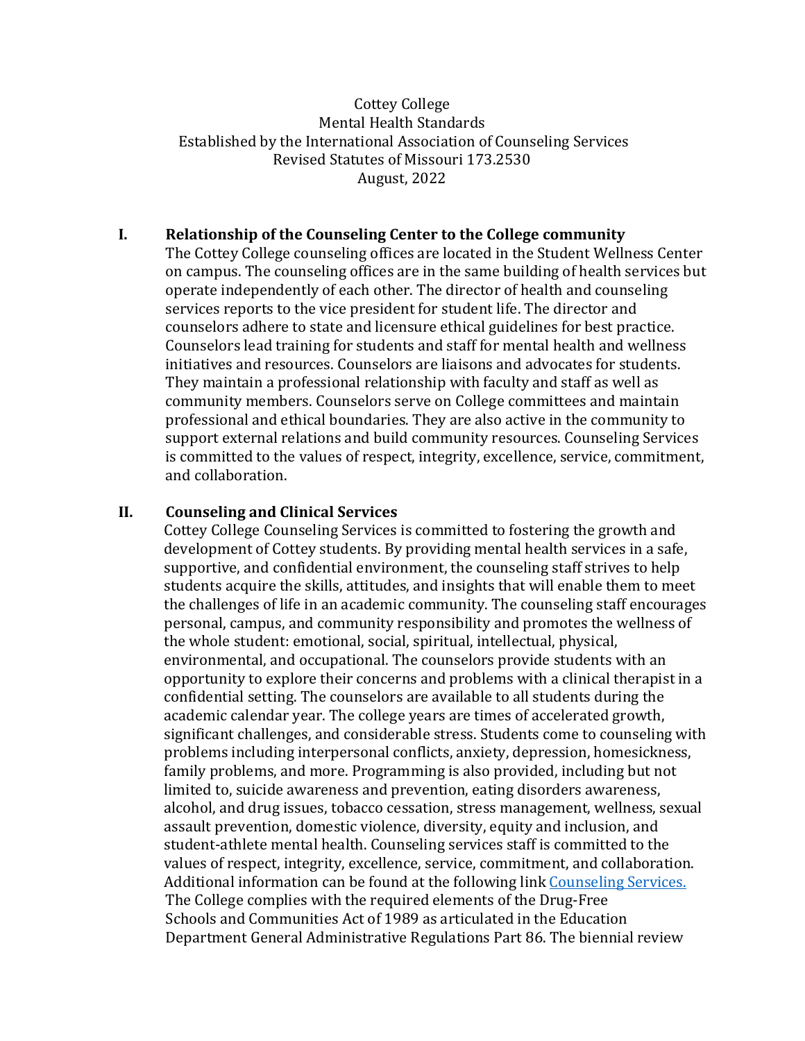Cottey College
Mental Health Standards
Established by the International Association of Counseling Services
Revised Statutes of Missouri 173.2530
August, 2022

## I. Relationship of the Counseling Center to the College community

The Cottey College counseling offices are located in the Student Wellness Center on campus. The counseling offices are in the same building of health services but operate independently of each other. The director of health and counseling services reports to the vice president for student life. The director and counselors adhere to state and licensure ethical guidelines for best practice. Counselors lead training for students and staff for mental health and wellness initiatives and resources. Counselors are liaisons and advocates for students. They maintain a professional relationship with faculty and staff as well as community members. Counselors serve on College committees and maintain professional and ethical boundaries. They are also active in the community to support external relations and build community resources. Counseling Services is committed to the values of respect, integrity, excellence, service, commitment, and collaboration.

## II. Counseling and Clinical Services

Cottey College Counseling Services is committed to fostering the growth and development of Cottey students. By providing mental health services in a safe, supportive, and confidential environment, the counseling staff strives to help students acquire the skills, attitudes, and insights that will enable them to meet the challenges of life in an academic community. The counseling staff encourages personal, campus, and community responsibility and promotes the wellness of the whole student: emotional, social, spiritual, intellectual, physical, environmental, and occupational. The counselors provide students with an opportunity to explore their concerns and problems with a clinical therapist in a confidential setting. The counselors are available to all students during the academic calendar year. The college years are times of accelerated growth, significant challenges, and considerable stress. Students come to counseling with problems including interpersonal conflicts, anxiety, depression, homesickness, family problems, and more. Programming is also provided, including but not limited to, suicide awareness and prevention, eating disorders awareness, alcohol, and drug issues, tobacco cessation, stress management, wellness, sexual assault prevention, domestic violence, diversity, equity and inclusion, and student-athlete mental health. Counseling services staff is committed to the values of respect, integrity, excellence, service, commitment, and collaboration. Additional information can be found at the following link Counseling Services.
The College complies with the required elements of the Drug-Free Schools and Communities Act of 1989 as articulated in the Education Department General Administrative Regulations Part 86. The biennial review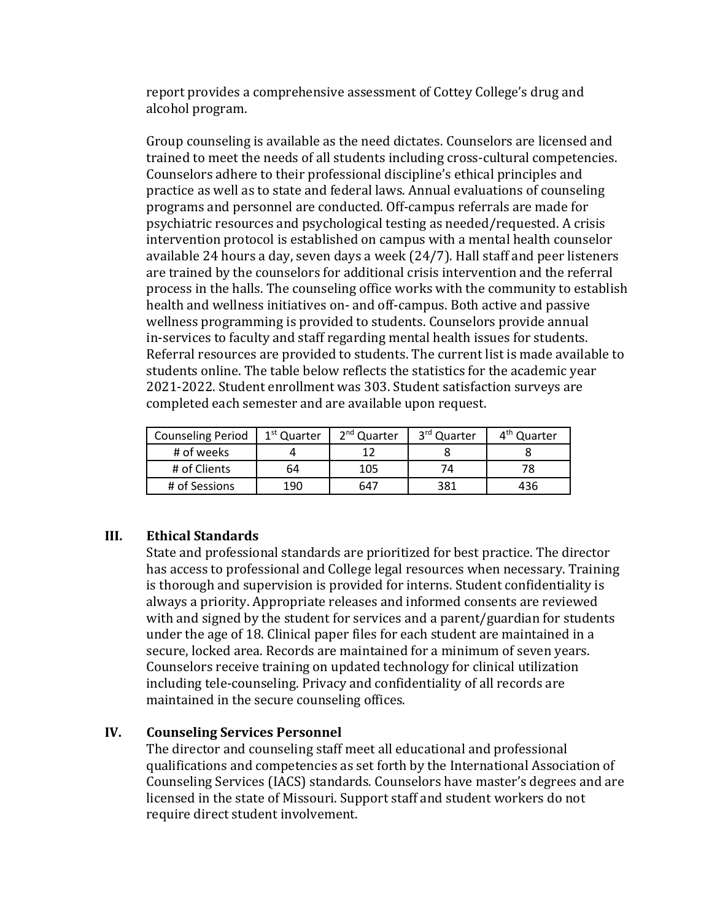report provides a comprehensive assessment of Cottey College's drug and alcohol program.

Group counseling is available as the need dictates. Counselors are licensed and trained to meet the needs of all students including cross-cultural competencies. Counselors adhere to their professional discipline's ethical principles and practice as well as to state and federal laws. Annual evaluations of counseling programs and personnel are conducted. Off-campus referrals are made for psychiatric resources and psychological testing as needed/requested. A crisis intervention protocol is established on campus with a mental health counselor available 24 hours a day, seven days a week (24/7). Hall staff and peer listeners are trained by the counselors for additional crisis intervention and the referral process in the halls. The counseling office works with the community to establish health and wellness initiatives on- and off-campus. Both active and passive wellness programming is provided to students. Counselors provide annual in-services to faculty and staff regarding mental health issues for students. Referral resources are provided to students. The current list is made available to students online. The table below reflects the statistics for the academic year 2021-2022. Student enrollment was 303. Student satisfaction surveys are completed each semester and are available upon request.

| Counseling Period | 1st Quarter | 2nd Quarter | 3rd Quarter | 4th Quarter |
|---|---|---|---|---|
| # of weeks | 4 | 12 | 8 | 8 |
| # of Clients | 64 | 105 | 74 | 78 |
| # of Sessions | 190 | 647 | 381 | 436 |

## III. Ethical Standards

State and professional standards are prioritized for best practice. The director has access to professional and College legal resources when necessary. Training is thorough and supervision is provided for interns. Student confidentiality is always a priority. Appropriate releases and informed consents are reviewed with and signed by the student for services and a parent/guardian for students under the age of 18. Clinical paper files for each student are maintained in a secure, locked area. Records are maintained for a minimum of seven years. Counselors receive training on updated technology for clinical utilization including tele-counseling. Privacy and confidentiality of all records are maintained in the secure counseling offices.

## IV. Counseling Services Personnel

The director and counseling staff meet all educational and professional qualifications and competencies as set forth by the International Association of Counseling Services (IACS) standards. Counselors have master's degrees and are licensed in the state of Missouri. Support staff and student workers do not require direct student involvement.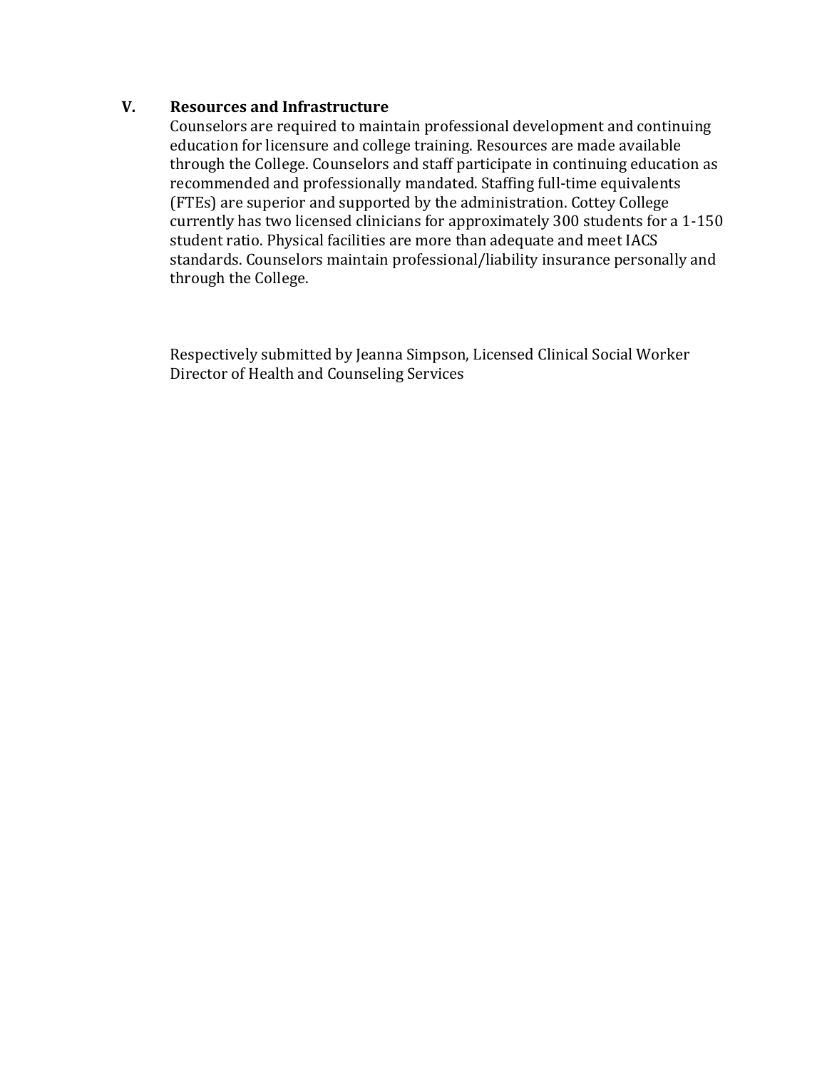## V. Resources and Infrastructure

Counselors are required to maintain professional development and continuing education for licensure and college training. Resources are made available through the College. Counselors and staff participate in continuing education as recommended and professionally mandated. Staffing full-time equivalents (FTEs) are superior and supported by the administration. Cottey College currently has two licensed clinicians for approximately 300 students for a 1-150 student ratio. Physical facilities are more than adequate and meet IACS standards. Counselors maintain professional/liability insurance personally and through the College.

Respectively submitted by Jeanna Simpson, Licensed Clinical Social Worker
Director of Health and Counseling Services